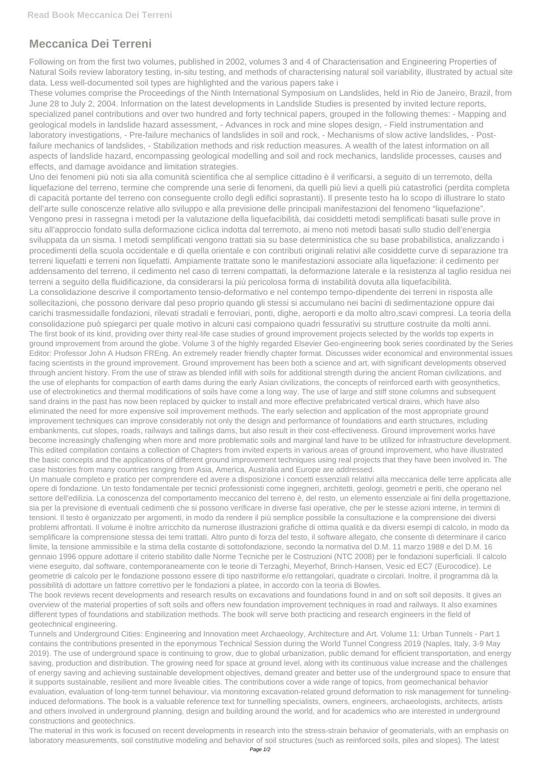# Meccanica Dei Terreni

Following on from the first two volumes, published in 2002, volumes 3 and 4 of Characterisation and Engineering Properties of Natural Soils review laboratory testing, in-situ testing, and methods of characterising natural soil variability, illustrated by actual site data. Less well-documented soil types are highlighted and the various papers take i

These volumes comprise the Proceedings of the Ninth International Symposium on Landslides, held in Rio de Janeiro, Brazil, from June 28 to July 2, 2004. Information on the latest developments in Landslide Studies is presented by invited lecture reports, specialized panel contributions and over two hundred and forty technical papers, grouped in the following themes: - Mapping and geological models in landslide hazard assessment, - Advances in rock and mine slopes design, - Field instrumentation and laboratory investigations, - Pre-failure mechanics of landslides in soil and rock, - Mechanisms of slow active landslides, - Post-failure mechanics of landslides, - Stabilization methods and risk reduction measures. A wealth of the latest information on all aspects of landslide hazard, encompassing geological modelling and soil and rock mechanics, landslide processes, causes and effects, and damage avoidance and limitation strategies.

Uno dei fenomeni più noti sia alla comunità scientifica che al semplice cittadino è il verificarsi, a seguito di un terremoto, della liquefazione del terreno, termine che comprende una serie di fenomeni, da quelli più lievi a quelli più catastrofici (perdita completa di capacità portante del terreno con conseguente crollo degli edifici soprastanti). Il presente testo ha lo scopo di illustrare lo stato dell'arte sulle conoscenze relative allo sviluppo e alla previsione delle principali manifestazioni del fenomeno "liquefazione". Vengono presi in rassegna i metodi per la valutazione della liquefacibilità, dai cosiddetti metodi semplificati basati sulle prove in situ all'approccio fondato sulla deformazione ciclica indotta dal terremoto, ai meno noti metodi basati sullo studio dell'energia sviluppata da un sisma. I metodi semplificati vengono trattati sia su base deterministica che su base probabilistica, analizzando i procedimenti della scuola occidentale e di quella orientale e con contributi originali relativi alle cosiddette curve di separazione tra terreni liquefatti e terreni non liquefatti. Ampiamente trattate sono le manifestazioni associate alla liquefazione: il cedimento per addensamento del terreno, il cedimento nel caso di terreni compattati, la deformazione laterale e la resistenza al taglio residua nei terreni a seguito della fluidificazione, da considerarsi la più pericolosa forma di instabilità dovuta alla liquefacibilità.

La consolidazione descrive il comportamento tensio-deformativo e nel contempo tempo-dipendente dei terreni in risposta alle sollecitazioni, che possono derivare dal peso proprio quando gli stessi si accumulano nei bacini di sedimentazione oppure dai carichi trasmessidalle fondazioni, rilevati stradali e ferroviari, ponti, dighe, aeroporti e da molto altro,scavi compresi. La teoria della consolidazione può spiegarci per quale motivo in alcuni casi compaiono quadri fessurativi su strutture costruite da molti anni.

The first book of its kind, providing over thirty real-life case studies of ground improvement projects selected by the worlds top experts in ground improvement from around the globe. Volume 3 of the highly regarded Elsevier Geo-engineering book series coordinated by the Series Editor: Professor John A Hudson FREng. An extremely reader friendly chapter format. Discusses wider economical and environmental issues facing scientists in the ground improvement. Ground improvement has been both a science and art, with significant developments observed through ancient history. From the use of straw as blended infill with soils for additional strength during the ancient Roman civilizations, and the use of elephants for compaction of earth dams during the early Asian civilizations, the concepts of reinforced earth with geosynthetics, use of electrokinetics and thermal modifications of soils have come a long way. The use of large and stiff stone columns and subsequent sand drains in the past has now been replaced by quicker to install and more effective prefabricated vertical drains, which have also eliminated the need for more expensive soil improvement methods. The early selection and application of the most appropriate ground improvement techniques can improve considerably not only the design and performance of foundations and earth structures, including embankments, cut slopes, roads, railways and tailings dams, but also result in their cost-effectiveness. Ground improvement works have become increasingly challenging when more and more problematic soils and marginal land have to be utilized for infrastructure development. This edited compilation contains a collection of Chapters from invited experts in various areas of ground improvement, who have illustrated the basic concepts and the applications of different ground improvement techniques using real projects that they have been involved in. The case histories from many countries ranging from Asia, America, Australia and Europe are addressed.

Un manuale completo e pratico per comprendere ed avere a disposizione i concetti essenziali relativi alla meccanica delle terre applicata alle opere di fondazione. Un testo fondamentale per tecnici professionisti come ingegneri, architetti, geologi, geometri e periti, che operano nel settore dell'edilizia. La conoscenza del comportamento meccanico del terreno è, del resto, un elemento essenziale ai fini della progettazione, sia per la previsione di eventuali cedimenti che si possono verificare in diverse fasi operative, che per le stesse azioni interne, in termini di tensioni. Il testo è organizzato per argomenti, in modo da rendere il più semplice possibile la consultazione e la comprensione dei diversi problemi affrontati. Il volume è inoltre arricchito da numerose illustrazioni grafiche di ottima qualità e da diversi esempi di calcolo, in modo da semplificare la comprensione stessa dei temi trattati. Altro punto di forza del testo, il software allegato, che consente di determinare il carico limite, la tensione ammissibile e la stima della costante di sottofondazione, secondo la normativa del D.M. 11 marzo 1988 e del D.M. 16 gennaio 1996 oppure adottare il criterio stabilito dalle Norme Tecniche per le Costruzioni (NTC 2008) per le fondazioni superficiali. Il calcolo viene eseguito, dal software, contemporaneamente con le teorie di Terzaghi, Meyerhof, Brinch-Hansen, Vesic ed EC7 (Eurocodice). Le geometrie di calcolo per le fondazione possono essere di tipo nastriforme e/o rettangolari, quadrate o circolari. Inoltre, il programma dà la possibilità di adottare un fattore correttivo per le fondazioni a platee, in accordo con la teoria di Bowles.

The book reviews recent developments and research results on excavations and foundations found in and on soft soil deposits. It gives an overview of the material properties of soft soils and offers new foundation improvement techniques in road and railways. It also examines different types of foundations and stabilization methods. The book will serve both practicing and research engineers in the field of geotechnical engineering.

Tunnels and Underground Cities: Engineering and Innovation meet Archaeology, Architecture and Art. Volume 11: Urban Tunnels - Part 1 contains the contributions presented in the eponymous Technical Session during the World Tunnel Congress 2019 (Naples, Italy, 3-9 May 2019). The use of underground space is continuing to grow, due to global urbanization, public demand for efficient transportation, and energy saving, production and distribution. The growing need for space at ground level, along with its continuous value increase and the challenges of energy saving and achieving sustainable development objectives, demand greater and better use of the underground space to ensure that it supports sustainable, resilient and more liveable cities. The contributions cover a wide range of topics, from geomechanical behavior evaluation, evaluation of long-term tunnel behaviour, via monitoring excavation-related ground deformation to risk management for tunneling-induced deformations. The book is a valuable reference text for tunnelling specialists, owners, engineers, archaeologists, architects, artists and others involved in underground planning, design and building around the world, and for academics who are interested in underground constructions and geotechnics.

The material in this work is focused on recent developments in research into the stress-strain behavior of geomaterials, with an emphasis on laboratory measurements, soil constitutive modeling and behavior of soil structures (such as reinforced soils, piles and slopes). The latest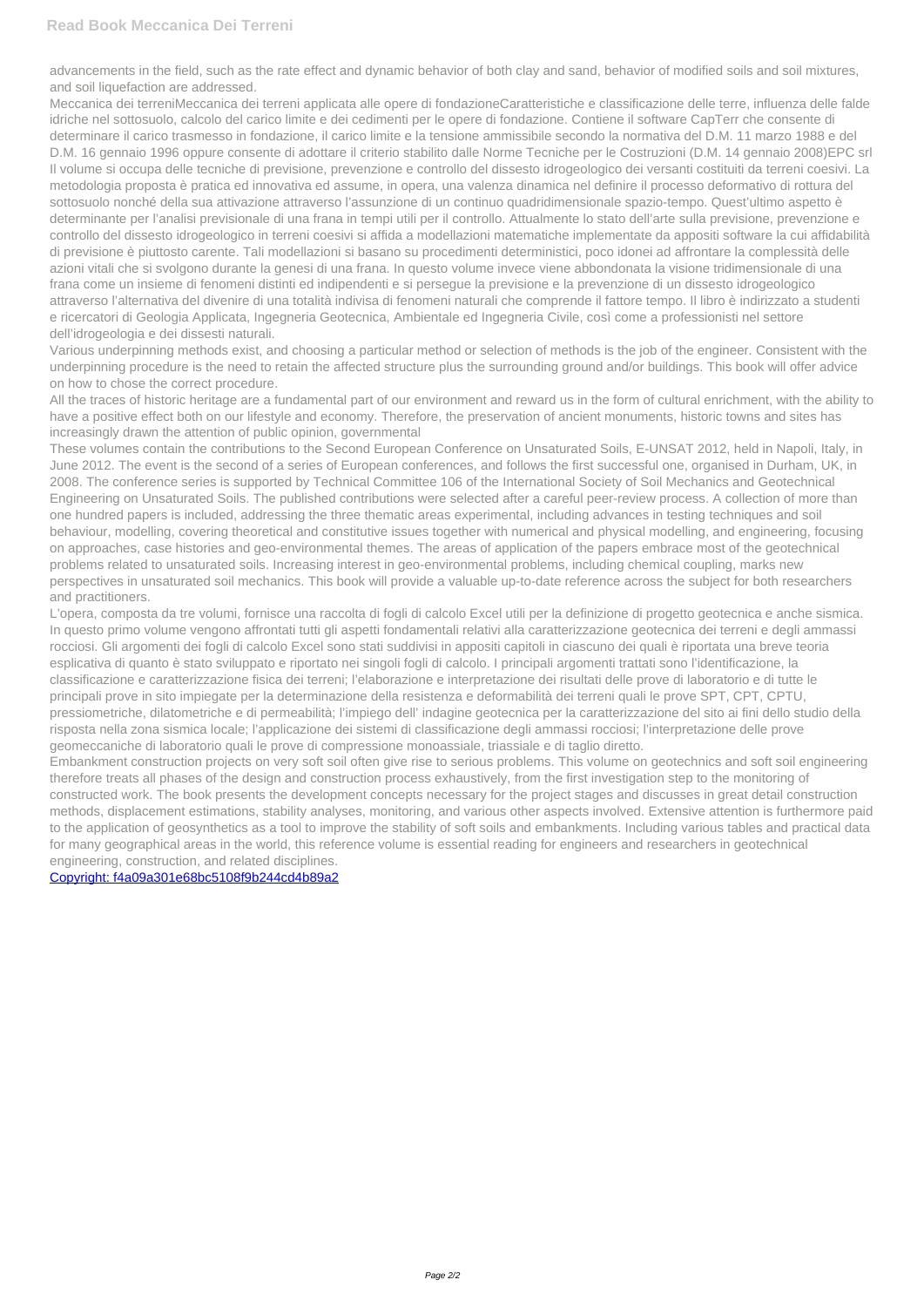advancements in the field, such as the rate effect and dynamic behavior of both clay and sand, behavior of modified soils and soil mixtures, and soil liquefaction are addressed.

Meccanica dei terreniMeccanica dei terreni applicata alle opere di fondazioneCaratteristiche e classificazione delle terre, influenza delle falde idriche nel sottosuolo, calcolo del carico limite e dei cedimenti per le opere di fondazione. Contiene il software CapTerr che consente di determinare il carico trasmesso in fondazione, il carico limite e la tensione ammissibile secondo la normativa del D.M. 11 marzo 1988 e del D.M. 16 gennaio 1996 oppure consente di adottare il criterio stabilito dalle Norme Tecniche per le Costruzioni (D.M. 14 gennaio 2008)EPC srl

Il volume si occupa delle tecniche di previsione, prevenzione e controllo del dissesto idrogeologico dei versanti costituiti da terreni coesivi. La metodologia proposta è pratica ed innovativa ed assume, in opera, una valenza dinamica nel definire il processo deformativo di rottura del sottosuolo nonché della sua attivazione attraverso l'assunzione di un continuo quadridimensionale spazio-tempo. Quest'ultimo aspetto è determinante per l'analisi previsionale di una frana in tempi utili per il controllo. Attualmente lo stato dell'arte sulla previsione, prevenzione e controllo del dissesto idrogeologico in terreni coesivi si affida a modellazioni matematiche implementate da appositi software la cui affidabilità di previsione è piuttosto carente. Tali modellazioni si basano su procedimenti deterministici, poco idonei ad affrontare la complessità delle azioni vitali che si svolgono durante la genesi di una frana. In questo volume invece viene abbondonata la visione tridimensionale di una frana come un insieme di fenomeni distinti ed indipendenti e si persegue la previsione e la prevenzione di un dissesto idrogeologico attraverso l'alternativa del divenire di una totalità indivisa di fenomeni naturali che comprende il fattore tempo. Il libro è indirizzato a studenti e ricercatori di Geologia Applicata, Ingegneria Geotecnica, Ambientale ed Ingegneria Civile, così come a professionisti nel settore dell'idrogeologia e dei dissesti naturali.

Various underpinning methods exist, and choosing a particular method or selection of methods is the job of the engineer. Consistent with the underpinning procedure is the need to retain the affected structure plus the surrounding ground and/or buildings. This book will offer advice on how to chose the correct procedure.

All the traces of historic heritage are a fundamental part of our environment and reward us in the form of cultural enrichment, with the ability to have a positive effect both on our lifestyle and economy. Therefore, the preservation of ancient monuments, historic towns and sites has increasingly drawn the attention of public opinion, governmental

These volumes contain the contributions to the Second European Conference on Unsaturated Soils, E-UNSAT 2012, held in Napoli, Italy, in June 2012. The event is the second of a series of European conferences, and follows the first successful one, organised in Durham, UK, in 2008. The conference series is supported by Technical Committee 106 of the International Society of Soil Mechanics and Geotechnical Engineering on Unsaturated Soils. The published contributions were selected after a careful peer-review process. A collection of more than one hundred papers is included, addressing the three thematic areas experimental, including advances in testing techniques and soil behaviour, modelling, covering theoretical and constitutive issues together with numerical and physical modelling, and engineering, focusing on approaches, case histories and geo-environmental themes. The areas of application of the papers embrace most of the geotechnical problems related to unsaturated soils. Increasing interest in geo-environmental problems, including chemical coupling, marks new perspectives in unsaturated soil mechanics. This book will provide a valuable up-to-date reference across the subject for both researchers and practitioners.

L'opera, composta da tre volumi, fornisce una raccolta di fogli di calcolo Excel utili per la definizione di progetto geotecnica e anche sismica. In questo primo volume vengono affrontati tutti gli aspetti fondamentali relativi alla caratterizzazione geotecnica dei terreni e degli ammassi rocciosi. Gli argomenti dei fogli di calcolo Excel sono stati suddivisi in appositi capitoli in ciascuno dei quali è riportata una breve teoria esplicativa di quanto è stato sviluppato e riportato nei singoli fogli di calcolo. I principali argomenti trattati sono l'identificazione, la classificazione e caratterizzazione fisica dei terreni; l'elaborazione e interpretazione dei risultati delle prove di laboratorio e di tutte le principali prove in sito impiegate per la determinazione della resistenza e deformabilità dei terreni quali le prove SPT, CPT, CPTU, pressiometriche, dilatometriche e di permeabilità; l'impiego dell' indagine geotecnica per la caratterizzazione del sito ai fini dello studio della risposta nella zona sismica locale; l'applicazione dei sistemi di classificazione degli ammassi rocciosi; l'interpretazione delle prove geomeccaniche di laboratorio quali le prove di compressione monoassiale, triassiale e di taglio diretto.

Embankment construction projects on very soft soil often give rise to serious problems. This volume on geotechnics and soft soil engineering therefore treats all phases of the design and construction process exhaustively, from the first investigation step to the monitoring of constructed work. The book presents the development concepts necessary for the project stages and discusses in great detail construction methods, displacement estimations, stability analyses, monitoring, and various other aspects involved. Extensive attention is furthermore paid to the application of geosynthetics as a tool to improve the stability of soft soils and embankments. Including various tables and practical data for many geographical areas in the world, this reference volume is essential reading for engineers and researchers in geotechnical engineering, construction, and related disciplines.

Copyright: f4a09a301e68bc5108f9b244cd4b89a2